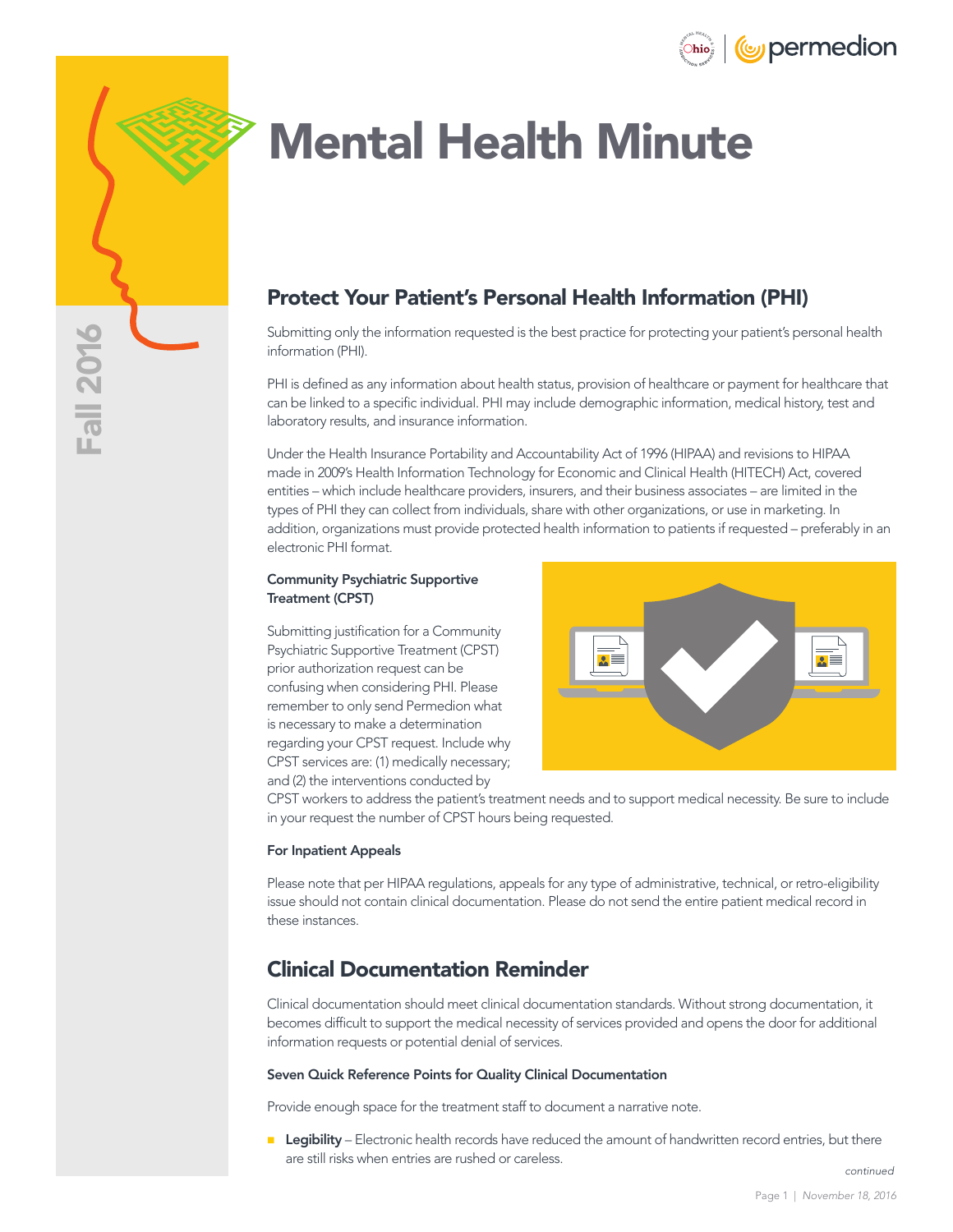# Mental Health Minute

Fall 2016

## Protect Your Patient's Personal Health Information (PHI)

Submitting only the information requested is the best practice for protecting your patient's personal health information (PHI).

PHI is defined as any information about health status, provision of healthcare or payment for healthcare that can be linked to a specific individual. PHI may include demographic information, medical history, test and laboratory results, and insurance information.

Under the Health Insurance Portability and Accountability Act of 1996 (HIPAA) and revisions to HIPAA made in 2009's Health Information Technology for Economic and Clinical Health (HITECH) Act, covered entities – which include healthcare providers, insurers, and their business associates – are limited in the types of PHI they can collect from individuals, share with other organizations, or use in marketing. In addition, organizations must provide protected health information to patients if requested – preferably in an electronic PHI format.

### Community Psychiatric Supportive Treatment (CPST)

Submitting justification for a Community Psychiatric Supportive Treatment (CPST) prior authorization request can be confusing when considering PHI. Please remember to only send Permedion what is necessary to make a determination regarding your CPST request. Include why CPST services are: (1) medically necessary; and (2) the interventions conducted by CPST workers to address the patient's treatment needs and to support medical necessity. Be sure to include in your request the number of CPST hours being requested.

### For Inpatient Appeals

Please note that per HIPAA regulations, appeals for any type of administrative, technical, or retro-eligibility issue should not contain clinical documentation. Please do not send the entire patient medical record in these instances.

## Clinical Documentation Reminder

Clinical documentation should meet clinical documentation standards. Without strong documentation, it becomes difficult to support the medical necessity of services provided and opens the door for additional information requests or potential denial of services.

### Seven Quick Reference Points for Quality Clinical Documentation

Provide enough space for the treatment staff to document a narrative note.

- **Legibility** – Electronic health records have reduced the amount of handwritten record entries, but there are still risks when entries are rushed or careless.

*continued*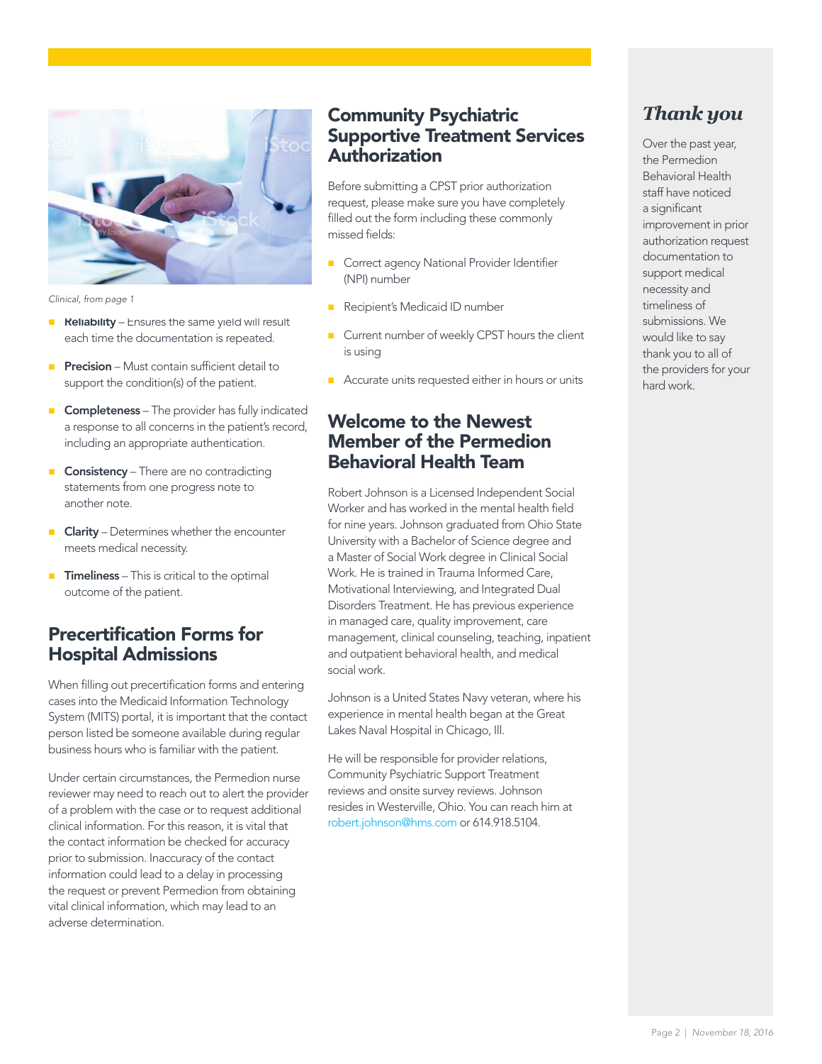*Clinical, from page 1*

- **Reliability** – Ensures the same yield will result each time the documentation is repeated.
- **Precision** – Must contain sufficient detail to support the condition(s) of the patient.
- **Completeness** – The provider has fully indicated a response to all concerns in the patient's record, including an appropriate authentication.
- **Consistency** – There are no contradicting statements from one progress note to another note.
- **Clarity** – Determines whether the encounter meets medical necessity.
- **Timeliness** – This is critical to the optimal outcome of the patient.

## Precertification Forms for Hospital Admissions

When filling out precertification forms and entering cases into the Medicaid Information Technology System (MITS) portal, it is important that the contact person listed be someone available during regular business hours who is familiar with the patient.

Under certain circumstances, the Permedion nurse reviewer may need to reach out to alert the provider of a problem with the case or to request additional clinical information. For this reason, it is vital that the contact information be checked for accuracy prior to submission. Inaccuracy of the contact information could lead to a delay in processing the request or prevent Permedion from obtaining vital clinical information, which may lead to an adverse determination.

## Community Psychiatric Supportive Treatment Services Authorization

Before submitting a CPST prior authorization request, please make sure you have completely filled out the form including these commonly missed fields:

- Correct agency National Provider Identifier (NPI) number
- Recipient's Medicaid ID number
- Current number of weekly CPST hours the client is using
- Accurate units requested either in hours or units

## Welcome to the Newest Member of the Permedion Behavioral Health Team

Robert Johnson is a Licensed Independent Social Worker and has worked in the mental health field for nine years. Johnson graduated from Ohio State University with a Bachelor of Science degree and a Master of Social Work degree in Clinical Social Work. He is trained in Trauma Informed Care, Motivational Interviewing, and Integrated Dual Disorders Treatment. He has previous experience in managed care, quality improvement, care management, clinical counseling, teaching, inpatient and outpatient behavioral health, and medical social work.

Johnson is a United States Navy veteran, where his experience in mental health began at the Great Lakes Naval Hospital in Chicago, Ill.

He will be responsible for provider relations, Community Psychiatric Support Treatment reviews and onsite survey reviews. Johnson resides in Westerville, Ohio. You can reach him at robert.johnson@hms.com or 614.918.5104.

## *Thank you*

Over the past year, the Permedion Behavioral Health staff have noticed a significant improvement in prior authorization request documentation to support medical necessity and timeliness of submissions. We would like to say thank you to all of the providers for your hard work.